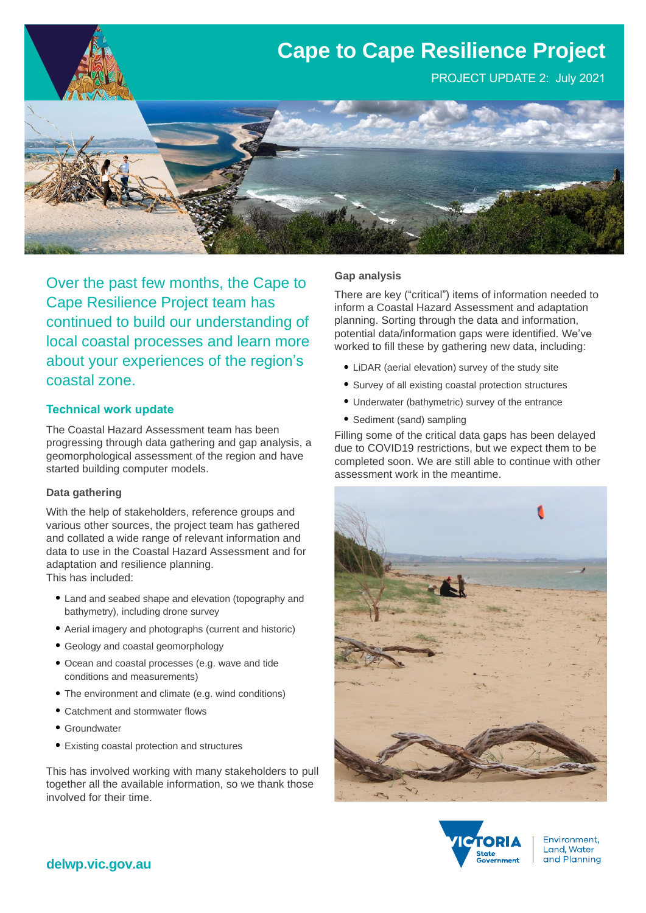# Cape to Cape Resilience Project

PROJECT UPDATE 2: July 2021

Over the past few months, the Cape to Cape Resilience Project team has continued to build our understanding of local coastal processes and learn more about your experiences of the region's coastal zone.

## Technical work update

The Coastal Hazard Assessment team has been progressing through data gathering and gap analysis, a geomorphological assessment of the region and have started building computer models.

### Data gathering

With the help of stakeholders, reference groups and various other sources, the project team has gathered and collated a wide range of relevant information and data to use in the Coastal Hazard Assessment and for adaptation and resilience planning.
This has included:

- Land and seabed shape and elevation (topography and bathymetry), including drone survey
- Aerial imagery and photographs (current and historic)
- Geology and coastal geomorphology
- Ocean and coastal processes (e.g. wave and tide conditions and measurements)
- The environment and climate (e.g. wind conditions)
- Catchment and stormwater flows
- Groundwater
- Existing coastal protection and structures

This has involved working with many stakeholders to pull together all the available information, so we thank those involved for their time.

### Gap analysis

There are key ("critical") items of information needed to inform a Coastal Hazard Assessment and adaptation planning. Sorting through the data and information, potential data/information gaps were identified. We've worked to fill these by gathering new data, including:

- LiDAR (aerial elevation) survey of the study site
- Survey of all existing coastal protection structures
- Underwater (bathymetric) survey of the entrance
- Sediment (sand) sampling

Filling some of the critical data gaps has been delayed due to COVID19 restrictions, but we expect them to be completed soon. We are still able to continue with other assessment work in the meantime.

**delwp.vic.gov.au**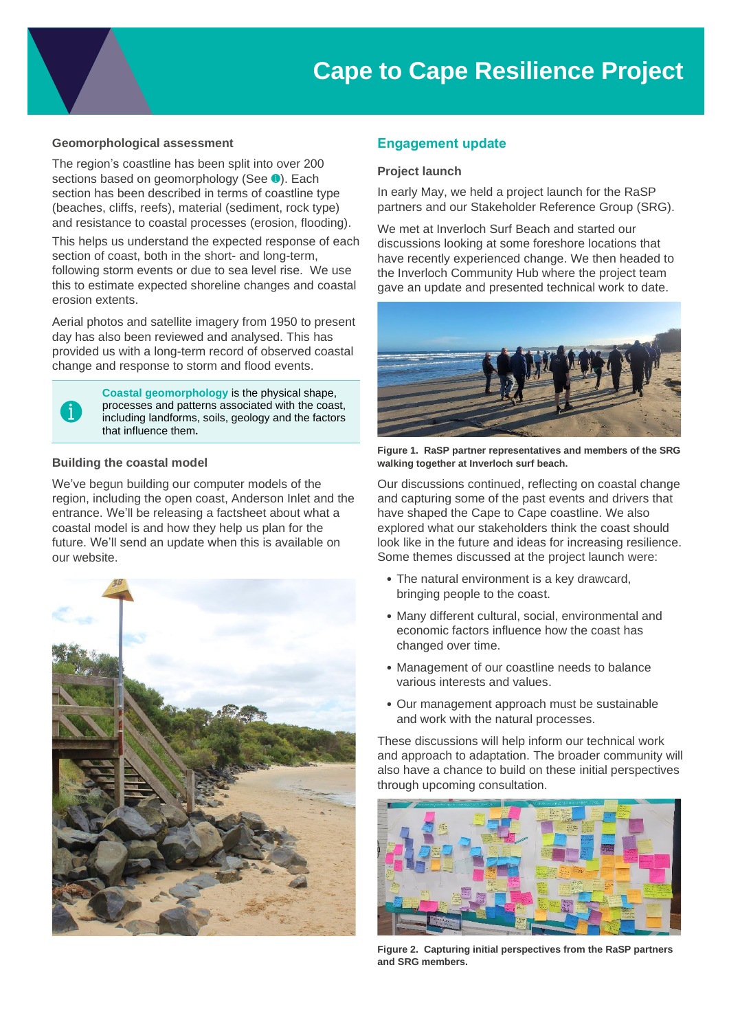# Cape to Cape Resilience Project

### Geomorphological assessment

The region's coastline has been split into over 200 sections based on geomorphology (See ℹ). Each section has been described in terms of coastline type (beaches, cliffs, reefs), material (sediment, rock type) and resistance to coastal processes (erosion, flooding).

This helps us understand the expected response of each section of coast, both in the short- and long-term, following storm events or due to sea level rise. We use this to estimate expected shoreline changes and coastal erosion extents.

Aerial photos and satellite imagery from 1950 to present day has also been reviewed and analysed. This has provided us with a long-term record of observed coastal change and response to storm and flood events.

> ℹ **Coastal geomorphology** is the physical shape, processes and patterns associated with the coast, including landforms, soils, geology and the factors that influence them.

### Building the coastal model

We've begun building our computer models of the region, including the open coast, Anderson Inlet and the entrance. We'll be releasing a factsheet about what a coastal model is and how they help us plan for the future. We'll send an update when this is available on our website.

## Engagement update

### Project launch

In early May, we held a project launch for the RaSP partners and our Stakeholder Reference Group (SRG).

We met at Inverloch Surf Beach and started our discussions looking at some foreshore locations that have recently experienced change. We then headed to the Inverloch Community Hub where the project team gave an update and presented technical work to date.

**Figure 1. RaSP partner representatives and members of the SRG walking together at Inverloch surf beach.**

Our discussions continued, reflecting on coastal change and capturing some of the past events and drivers that have shaped the Cape to Cape coastline. We also explored what our stakeholders think the coast should look like in the future and ideas for increasing resilience. Some themes discussed at the project launch were:

- The natural environment is a key drawcard, bringing people to the coast.
- Many different cultural, social, environmental and economic factors influence how the coast has changed over time.
- Management of our coastline needs to balance various interests and values.
- Our management approach must be sustainable and work with the natural processes.

These discussions will help inform our technical work and approach to adaptation. The broader community will also have a chance to build on these initial perspectives through upcoming consultation.

**Figure 2. Capturing initial perspectives from the RaSP partners and SRG members.**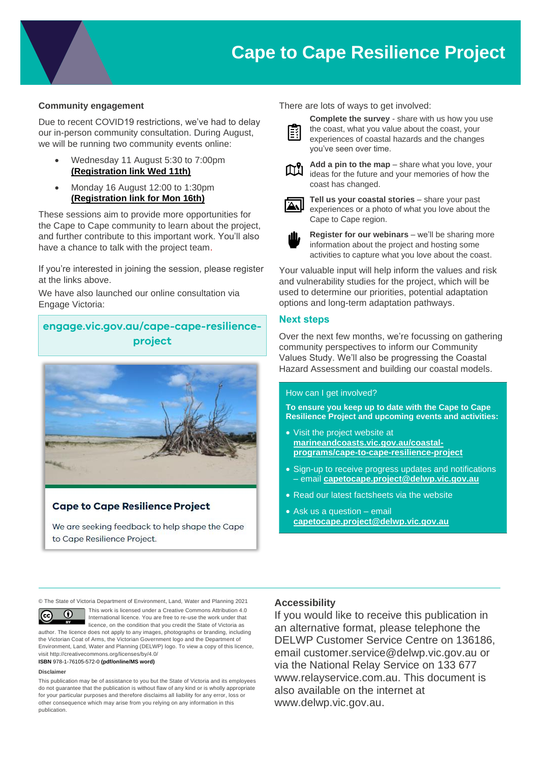# Cape to Cape Resilience Project

**Community engagement**

Due to recent COVID19 restrictions, we've had to delay our in-person community consultation. During August, we will be running two community events online:

- Wednesday 11 August 5:30 to 7:00pm
  **(Registration link Wed 11th)**
- Monday 16 August 12:00 to 1:30pm
  **(Registration link for Mon 16th)**

These sessions aim to provide more opportunities for the Cape to Cape community to learn about the project, and further contribute to this important work. You'll also have a chance to talk with the project team.

If you're interested in joining the session, please register at the links above.

We have also launched our online consultation via Engage Victoria:

**engage.vic.gov.au/cape-cape-resilience-project**

**Cape to Cape Resilience Project**

We are seeking feedback to help shape the Cape to Cape Resilience Project.

There are lots of ways to get involved:

- **Complete the survey** - share with us how you use the coast, what you value about the coast, your experiences of coastal hazards and the changes you've seen over time.
- **Add a pin to the map** – share what you love, your ideas for the future and your memories of how the coast has changed.
- **Tell us your coastal stories** – share your past experiences or a photo of what you love about the Cape to Cape region.
- **Register for our webinars** – we'll be sharing more information about the project and hosting some activities to capture what you love about the coast.

Your valuable input will help inform the values and risk and vulnerability studies for the project, which will be used to determine our priorities, potential adaptation options and long-term adaptation pathways.

## Next steps

Over the next few months, we're focussing on gathering community perspectives to inform our Community Values Study. We'll also be progressing the Coastal Hazard Assessment and building our coastal models.

How can I get involved?

**To ensure you keep up to date with the Cape to Cape Resilience Project and upcoming events and activities:**

- Visit the project website at **marineandcoasts.vic.gov.au/coastal-programs/cape-to-cape-resilience-project**
- Sign-up to receive progress updates and notifications – email **capetocape.project@delwp.vic.gov.au**
- Read our latest factsheets via the website
- Ask us a question – email **capetocape.project@delwp.vic.gov.au**

© The State of Victoria Department of Environment, Land, Water and Planning 2021

This work is licensed under a Creative Commons Attribution 4.0 International licence. You are free to re-use the work under that licence, on the condition that you credit the State of Victoria as author. The licence does not apply to any images, photographs or branding, including the Victorian Coat of Arms, the Victorian Government logo and the Department of Environment, Land, Water and Planning (DELWP) logo. To view a copy of this licence, visit http://creativecommons.org/licenses/by/4.0/

**ISBN** 978-1-76105-572-0 **(pdf/online/MS word)**

**Disclaimer**

This publication may be of assistance to you but the State of Victoria and its employees do not guarantee that the publication is without flaw of any kind or is wholly appropriate for your particular purposes and therefore disclaims all liability for any error, loss or other consequence which may arise from you relying on any information in this publication.

**Accessibility**

If you would like to receive this publication in an alternative format, please telephone the DELWP Customer Service Centre on 136186, email customer.service@delwp.vic.gov.au or via the National Relay Service on 133 677 www.relayservice.com.au. This document is also available on the internet at www.delwp.vic.gov.au.